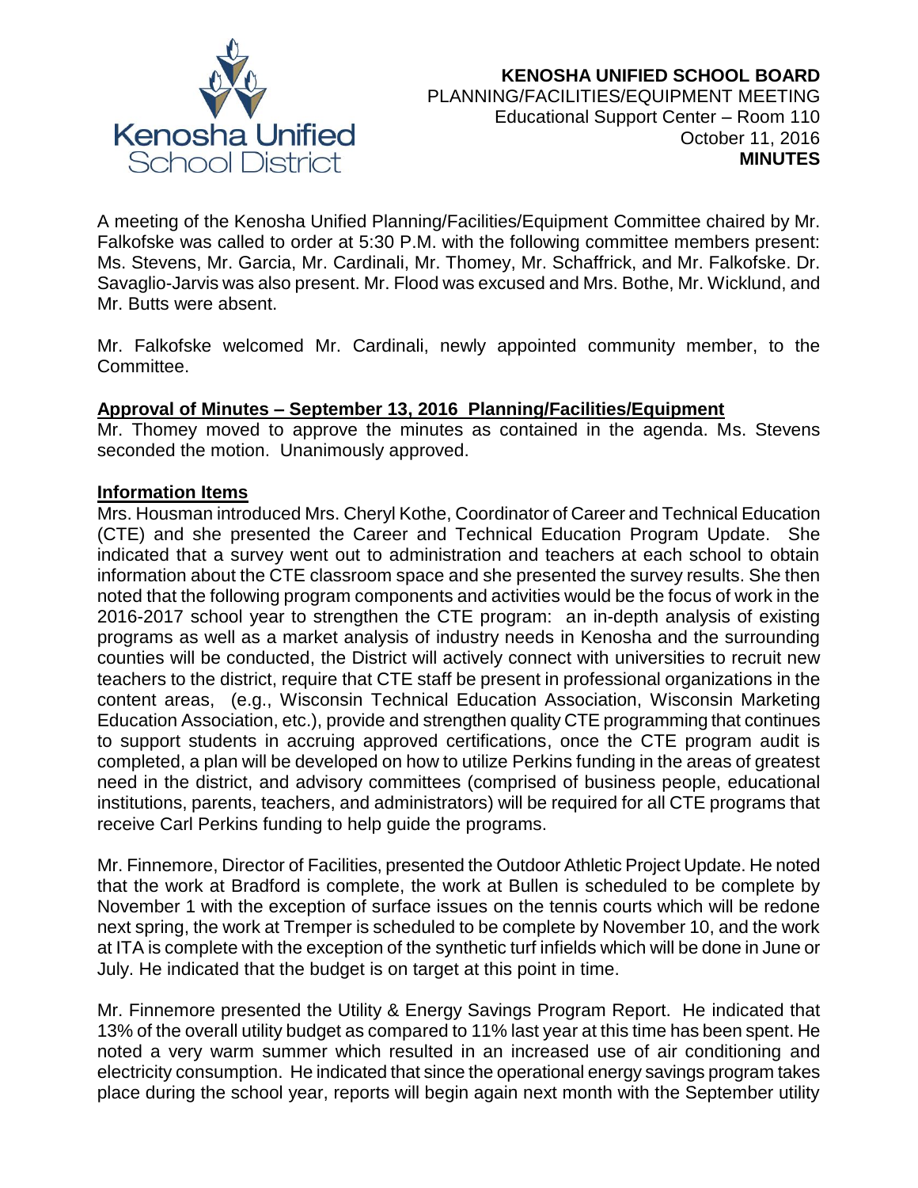**KENOSHA UNIFIED SCHOOL BOARD**
PLANNING/FACILITIES/EQUIPMENT MEETING
Educational Support Center – Room 110
October 11, 2016
**MINUTES**

A meeting of the Kenosha Unified Planning/Facilities/Equipment Committee chaired by Mr. Falkofske was called to order at 5:30 P.M. with the following committee members present: Ms. Stevens, Mr. Garcia, Mr. Cardinali, Mr. Thomey, Mr. Schaffrick, and Mr. Falkofske. Dr. Savaglio-Jarvis was also present. Mr. Flood was excused and Mrs. Bothe, Mr. Wicklund, and Mr. Butts were absent.

Mr. Falkofske welcomed Mr. Cardinali, newly appointed community member, to the Committee.

**Approval of Minutes – September 13, 2016 Planning/Facilities/Equipment**

Mr. Thomey moved to approve the minutes as contained in the agenda. Ms. Stevens seconded the motion. Unanimously approved.

**Information Items**

Mrs. Housman introduced Mrs. Cheryl Kothe, Coordinator of Career and Technical Education (CTE) and she presented the Career and Technical Education Program Update. She indicated that a survey went out to administration and teachers at each school to obtain information about the CTE classroom space and she presented the survey results. She then noted that the following program components and activities would be the focus of work in the 2016-2017 school year to strengthen the CTE program: an in-depth analysis of existing programs as well as a market analysis of industry needs in Kenosha and the surrounding counties will be conducted, the District will actively connect with universities to recruit new teachers to the district, require that CTE staff be present in professional organizations in the content areas, (e.g., Wisconsin Technical Education Association, Wisconsin Marketing Education Association, etc.), provide and strengthen quality CTE programming that continues to support students in accruing approved certifications, once the CTE program audit is completed, a plan will be developed on how to utilize Perkins funding in the areas of greatest need in the district, and advisory committees (comprised of business people, educational institutions, parents, teachers, and administrators) will be required for all CTE programs that receive Carl Perkins funding to help guide the programs.

Mr. Finnemore, Director of Facilities, presented the Outdoor Athletic Project Update. He noted that the work at Bradford is complete, the work at Bullen is scheduled to be complete by November 1 with the exception of surface issues on the tennis courts which will be redone next spring, the work at Tremper is scheduled to be complete by November 10, and the work at ITA is complete with the exception of the synthetic turf infields which will be done in June or July. He indicated that the budget is on target at this point in time.

Mr. Finnemore presented the Utility & Energy Savings Program Report. He indicated that 13% of the overall utility budget as compared to 11% last year at this time has been spent. He noted a very warm summer which resulted in an increased use of air conditioning and electricity consumption. He indicated that since the operational energy savings program takes place during the school year, reports will begin again next month with the September utility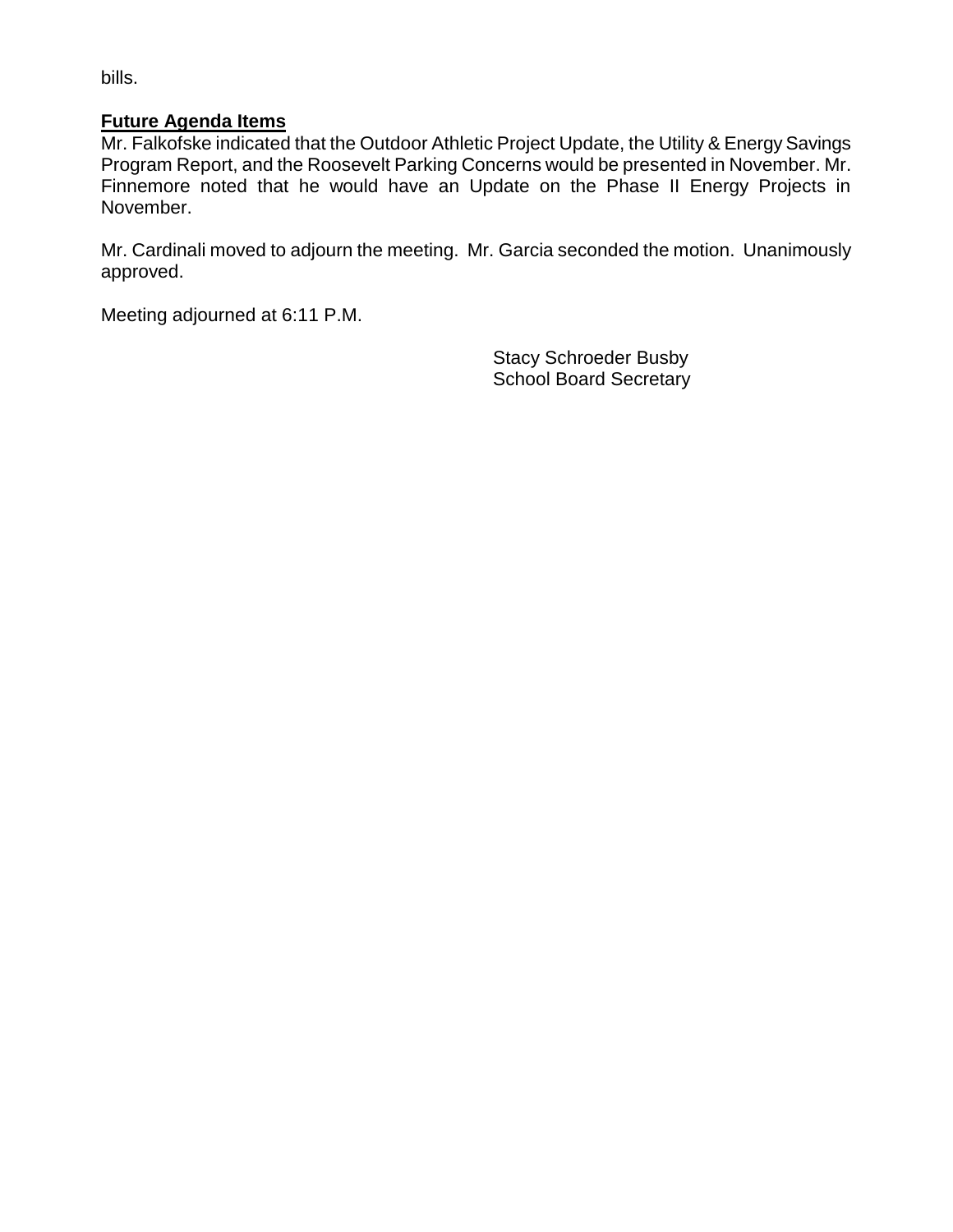bills.

**Future Agenda Items**

Mr. Falkofske indicated that the Outdoor Athletic Project Update, the Utility & Energy Savings Program Report, and the Roosevelt Parking Concerns would be presented in November. Mr. Finnemore noted that he would have an Update on the Phase II Energy Projects in November.

Mr. Cardinali moved to adjourn the meeting. Mr. Garcia seconded the motion. Unanimously approved.

Meeting adjourned at 6:11 P.M.

Stacy Schroeder Busby
School Board Secretary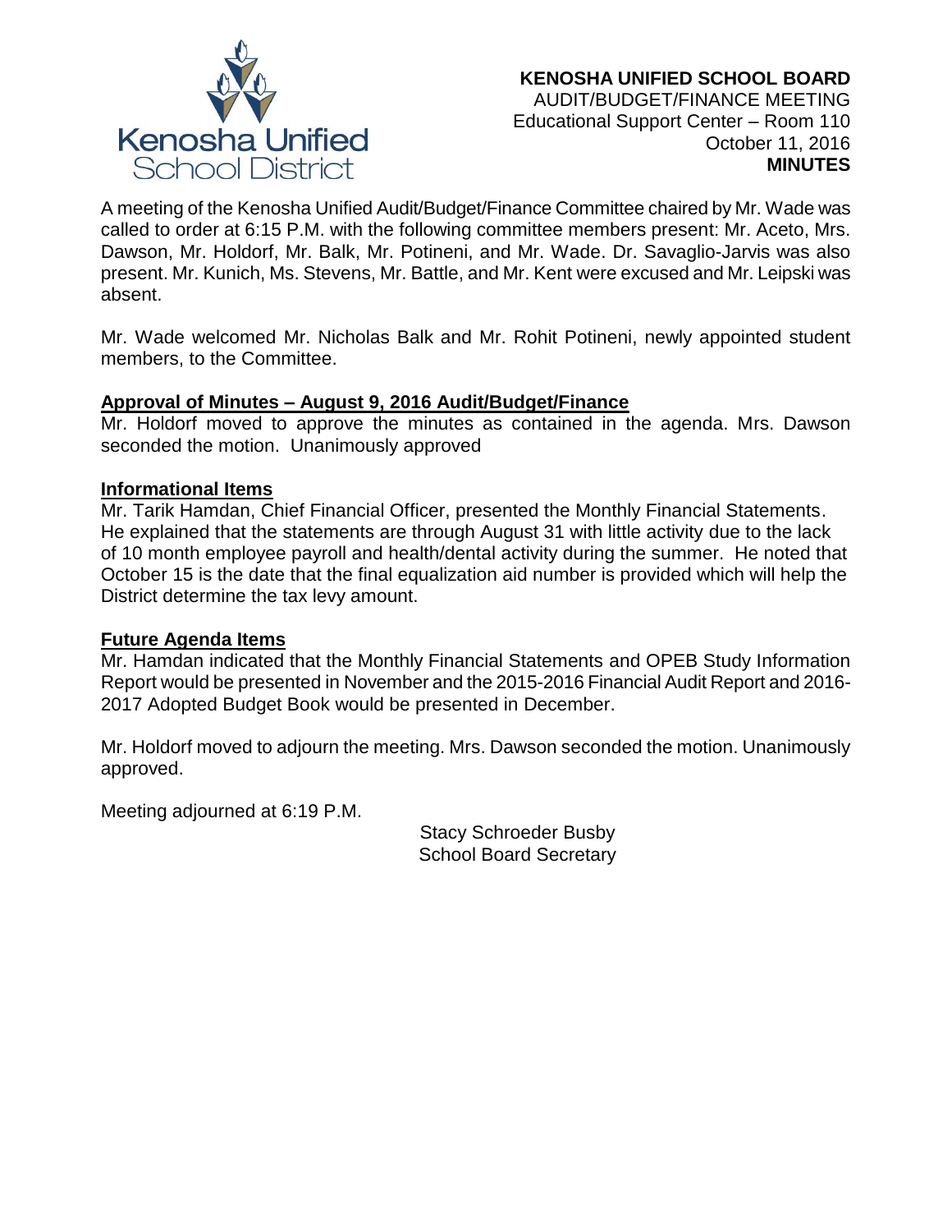**KENOSHA UNIFIED SCHOOL BOARD**
AUDIT/BUDGET/FINANCE MEETING
Educational Support Center – Room 110
October 11, 2016
**MINUTES**

A meeting of the Kenosha Unified Audit/Budget/Finance Committee chaired by Mr. Wade was called to order at 6:15 P.M. with the following committee members present: Mr. Aceto, Mrs. Dawson, Mr. Holdorf, Mr. Balk, Mr. Potineni, and Mr. Wade. Dr. Savaglio-Jarvis was also present. Mr. Kunich, Ms. Stevens, Mr. Battle, and Mr. Kent were excused and Mr. Leipski was absent.

Mr. Wade welcomed Mr. Nicholas Balk and Mr. Rohit Potineni, newly appointed student members, to the Committee.

**Approval of Minutes – August 9, 2016 Audit/Budget/Finance**

Mr. Holdorf moved to approve the minutes as contained in the agenda. Mrs. Dawson seconded the motion. Unanimously approved

**Informational Items**

Mr. Tarik Hamdan, Chief Financial Officer, presented the Monthly Financial Statements. He explained that the statements are through August 31 with little activity due to the lack of 10 month employee payroll and health/dental activity during the summer. He noted that October 15 is the date that the final equalization aid number is provided which will help the District determine the tax levy amount.

**Future Agenda Items**

Mr. Hamdan indicated that the Monthly Financial Statements and OPEB Study Information Report would be presented in November and the 2015-2016 Financial Audit Report and 2016-2017 Adopted Budget Book would be presented in December.

Mr. Holdorf moved to adjourn the meeting. Mrs. Dawson seconded the motion. Unanimously approved.

Meeting adjourned at 6:19 P.M.

Stacy Schroeder Busby
School Board Secretary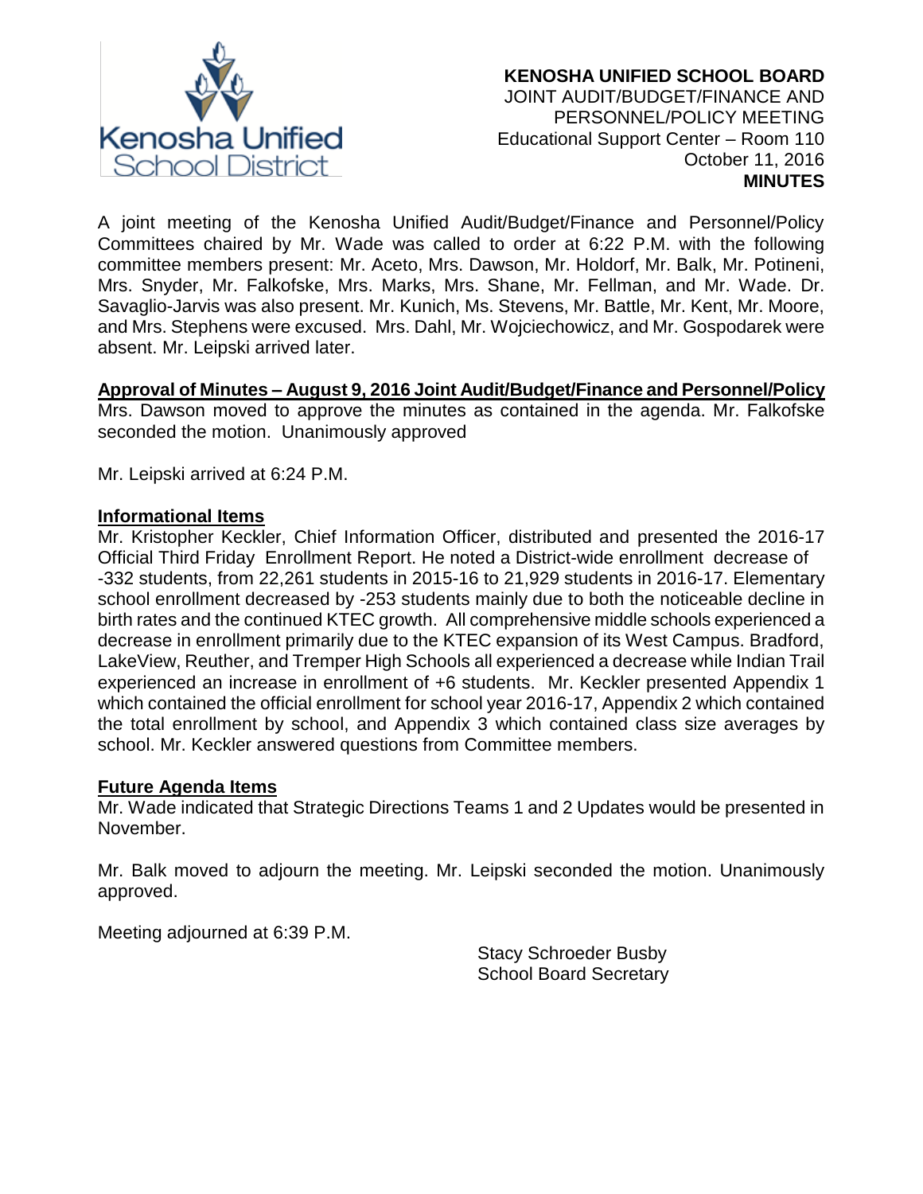**KENOSHA UNIFIED SCHOOL BOARD**
JOINT AUDIT/BUDGET/FINANCE AND PERSONNEL/POLICY MEETING
Educational Support Center – Room 110
October 11, 2016
**MINUTES**

A joint meeting of the Kenosha Unified Audit/Budget/Finance and Personnel/Policy Committees chaired by Mr. Wade was called to order at 6:22 P.M. with the following committee members present: Mr. Aceto, Mrs. Dawson, Mr. Holdorf, Mr. Balk, Mr. Potineni, Mrs. Snyder, Mr. Falkofske, Mrs. Marks, Mrs. Shane, Mr. Fellman, and Mr. Wade. Dr. Savaglio-Jarvis was also present. Mr. Kunich, Ms. Stevens, Mr. Battle, Mr. Kent, Mr. Moore, and Mrs. Stephens were excused. Mrs. Dahl, Mr. Wojciechowicz, and Mr. Gospodarek were absent. Mr. Leipski arrived later.

**Approval of Minutes – August 9, 2016 Joint Audit/Budget/Finance and Personnel/Policy**

Mrs. Dawson moved to approve the minutes as contained in the agenda. Mr. Falkofske seconded the motion. Unanimously approved

Mr. Leipski arrived at 6:24 P.M.

**Informational Items**

Mr. Kristopher Keckler, Chief Information Officer, distributed and presented the 2016-17 Official Third Friday Enrollment Report. He noted a District-wide enrollment decrease of -332 students, from 22,261 students in 2015-16 to 21,929 students in 2016-17. Elementary school enrollment decreased by -253 students mainly due to both the noticeable decline in birth rates and the continued KTEC growth. All comprehensive middle schools experienced a decrease in enrollment primarily due to the KTEC expansion of its West Campus. Bradford, LakeView, Reuther, and Tremper High Schools all experienced a decrease while Indian Trail experienced an increase in enrollment of +6 students. Mr. Keckler presented Appendix 1 which contained the official enrollment for school year 2016-17, Appendix 2 which contained the total enrollment by school, and Appendix 3 which contained class size averages by school. Mr. Keckler answered questions from Committee members.

**Future Agenda Items**

Mr. Wade indicated that Strategic Directions Teams 1 and 2 Updates would be presented in November.

Mr. Balk moved to adjourn the meeting. Mr. Leipski seconded the motion. Unanimously approved.

Meeting adjourned at 6:39 P.M.

Stacy Schroeder Busby
School Board Secretary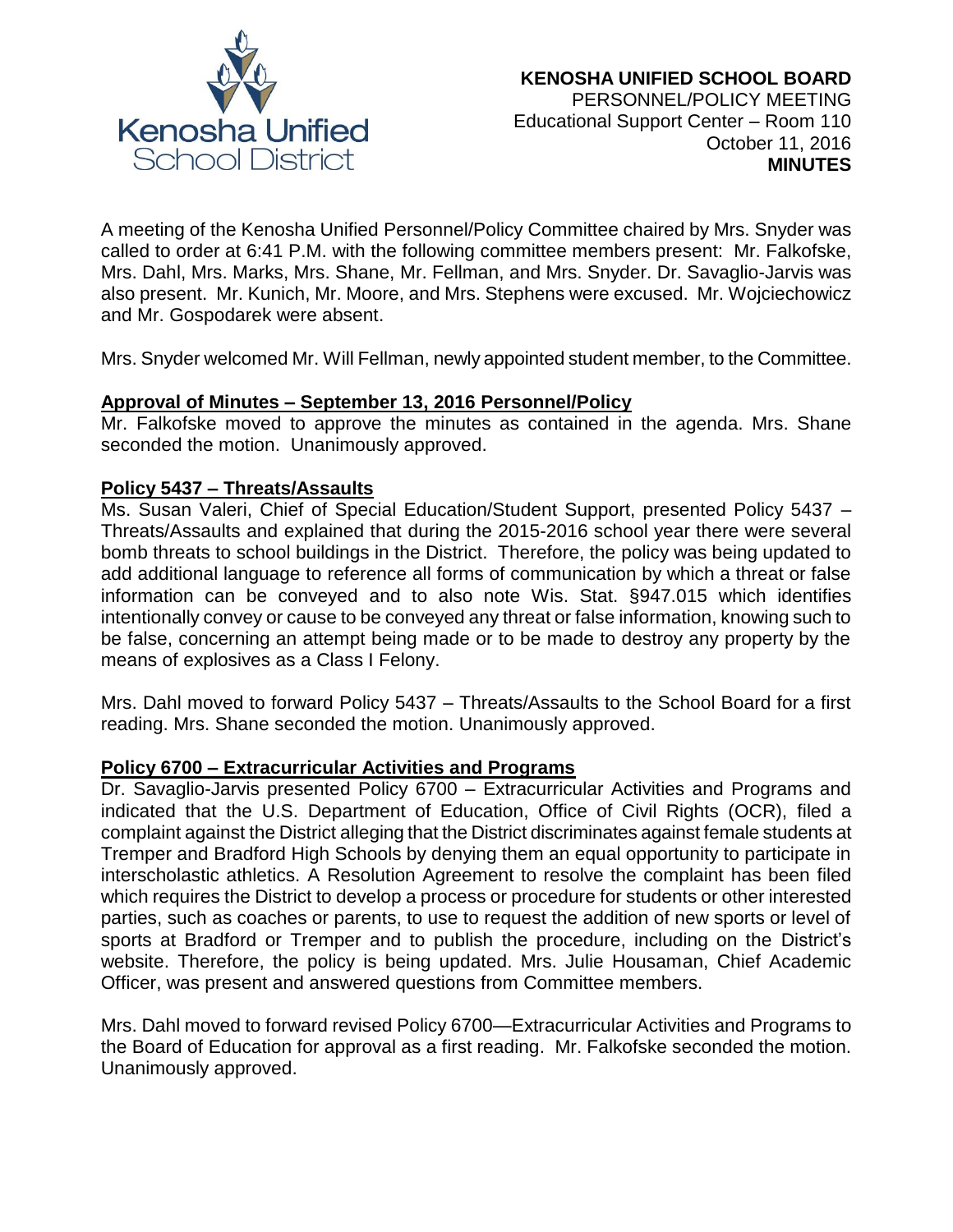**KENOSHA UNIFIED SCHOOL BOARD**
PERSONNEL/POLICY MEETING
Educational Support Center – Room 110
October 11, 2016
**MINUTES**

A meeting of the Kenosha Unified Personnel/Policy Committee chaired by Mrs. Snyder was called to order at 6:41 P.M. with the following committee members present: Mr. Falkofske, Mrs. Dahl, Mrs. Marks, Mrs. Shane, Mr. Fellman, and Mrs. Snyder. Dr. Savaglio-Jarvis was also present. Mr. Kunich, Mr. Moore, and Mrs. Stephens were excused. Mr. Wojciechowicz and Mr. Gospodarek were absent.

Mrs. Snyder welcomed Mr. Will Fellman, newly appointed student member, to the Committee.

**Approval of Minutes – September 13, 2016 Personnel/Policy**

Mr. Falkofske moved to approve the minutes as contained in the agenda. Mrs. Shane seconded the motion. Unanimously approved.

**Policy 5437 – Threats/Assaults**

Ms. Susan Valeri, Chief of Special Education/Student Support, presented Policy 5437 – Threats/Assaults and explained that during the 2015-2016 school year there were several bomb threats to school buildings in the District. Therefore, the policy was being updated to add additional language to reference all forms of communication by which a threat or false information can be conveyed and to also note Wis. Stat. §947.015 which identifies intentionally convey or cause to be conveyed any threat or false information, knowing such to be false, concerning an attempt being made or to be made to destroy any property by the means of explosives as a Class I Felony.

Mrs. Dahl moved to forward Policy 5437 – Threats/Assaults to the School Board for a first reading. Mrs. Shane seconded the motion. Unanimously approved.

**Policy 6700 – Extracurricular Activities and Programs**

Dr. Savaglio-Jarvis presented Policy 6700 – Extracurricular Activities and Programs and indicated that the U.S. Department of Education, Office of Civil Rights (OCR), filed a complaint against the District alleging that the District discriminates against female students at Tremper and Bradford High Schools by denying them an equal opportunity to participate in interscholastic athletics. A Resolution Agreement to resolve the complaint has been filed which requires the District to develop a process or procedure for students or other interested parties, such as coaches or parents, to use to request the addition of new sports or level of sports at Bradford or Tremper and to publish the procedure, including on the District's website. Therefore, the policy is being updated. Mrs. Julie Housaman, Chief Academic Officer, was present and answered questions from Committee members.

Mrs. Dahl moved to forward revised Policy 6700—Extracurricular Activities and Programs to the Board of Education for approval as a first reading. Mr. Falkofske seconded the motion. Unanimously approved.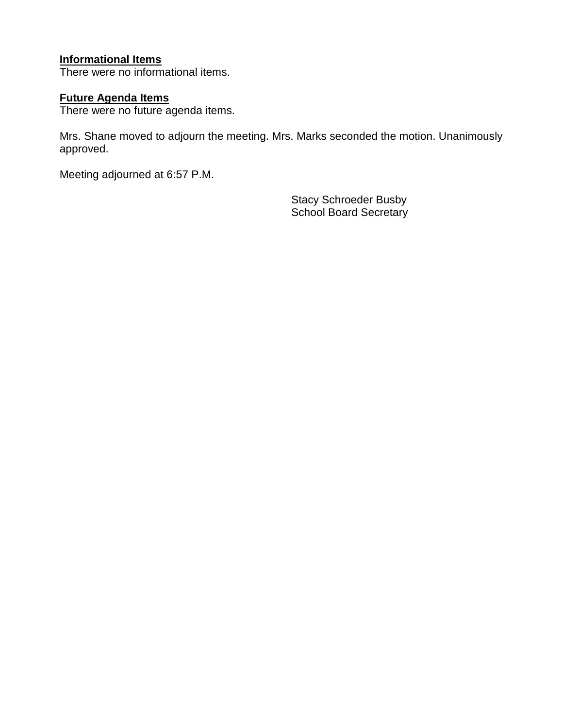**Informational Items**
There were no informational items.

**Future Agenda Items**
There were no future agenda items.

Mrs. Shane moved to adjourn the meeting. Mrs. Marks seconded the motion. Unanimously approved.

Meeting adjourned at 6:57 P.M.

Stacy Schroeder Busby
School Board Secretary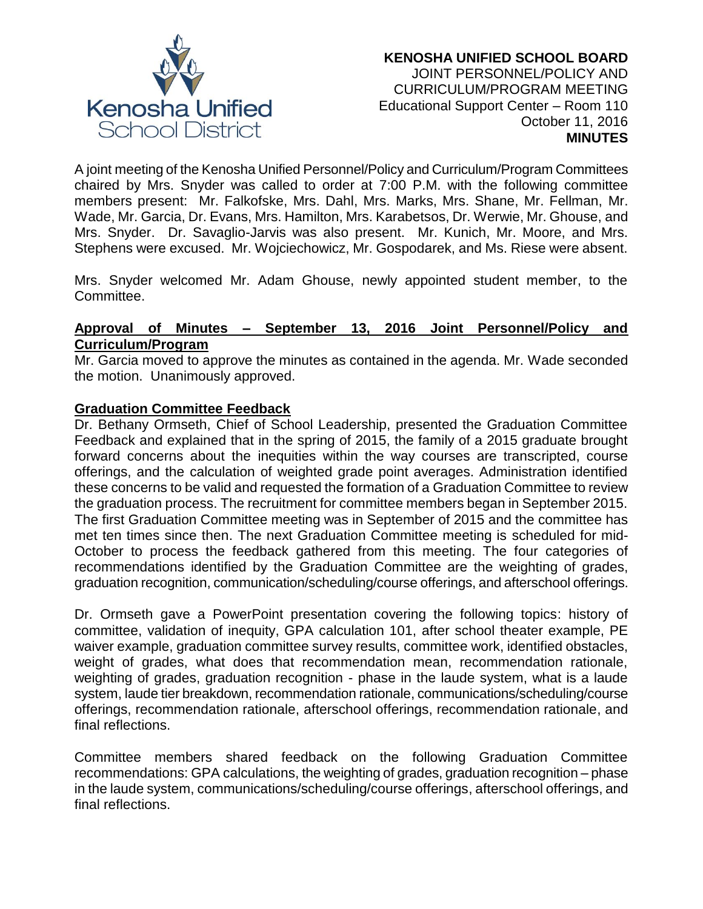**KENOSHA UNIFIED SCHOOL BOARD**
JOINT PERSONNEL/POLICY AND
CURRICULUM/PROGRAM MEETING
Educational Support Center – Room 110
October 11, 2016
**MINUTES**

A joint meeting of the Kenosha Unified Personnel/Policy and Curriculum/Program Committees chaired by Mrs. Snyder was called to order at 7:00 P.M. with the following committee members present: Mr. Falkofske, Mrs. Dahl, Mrs. Marks, Mrs. Shane, Mr. Fellman, Mr. Wade, Mr. Garcia, Dr. Evans, Mrs. Hamilton, Mrs. Karabetsos, Dr. Werwie, Mr. Ghouse, and Mrs. Snyder. Dr. Savaglio-Jarvis was also present. Mr. Kunich, Mr. Moore, and Mrs. Stephens were excused. Mr. Wojciechowicz, Mr. Gospodarek, and Ms. Riese were absent.

Mrs. Snyder welcomed Mr. Adam Ghouse, newly appointed student member, to the Committee.

**Approval of Minutes – September 13, 2016 Joint Personnel/Policy and Curriculum/Program**

Mr. Garcia moved to approve the minutes as contained in the agenda. Mr. Wade seconded the motion. Unanimously approved.

**Graduation Committee Feedback**

Dr. Bethany Ormseth, Chief of School Leadership, presented the Graduation Committee Feedback and explained that in the spring of 2015, the family of a 2015 graduate brought forward concerns about the inequities within the way courses are transcripted, course offerings, and the calculation of weighted grade point averages. Administration identified these concerns to be valid and requested the formation of a Graduation Committee to review the graduation process. The recruitment for committee members began in September 2015. The first Graduation Committee meeting was in September of 2015 and the committee has met ten times since then. The next Graduation Committee meeting is scheduled for mid-October to process the feedback gathered from this meeting. The four categories of recommendations identified by the Graduation Committee are the weighting of grades, graduation recognition, communication/scheduling/course offerings, and afterschool offerings.

Dr. Ormseth gave a PowerPoint presentation covering the following topics: history of committee, validation of inequity, GPA calculation 101, after school theater example, PE waiver example, graduation committee survey results, committee work, identified obstacles, weight of grades, what does that recommendation mean, recommendation rationale, weighting of grades, graduation recognition - phase in the laude system, what is a laude system, laude tier breakdown, recommendation rationale, communications/scheduling/course offerings, recommendation rationale, afterschool offerings, recommendation rationale, and final reflections.

Committee members shared feedback on the following Graduation Committee recommendations: GPA calculations, the weighting of grades, graduation recognition – phase in the laude system, communications/scheduling/course offerings, afterschool offerings, and final reflections.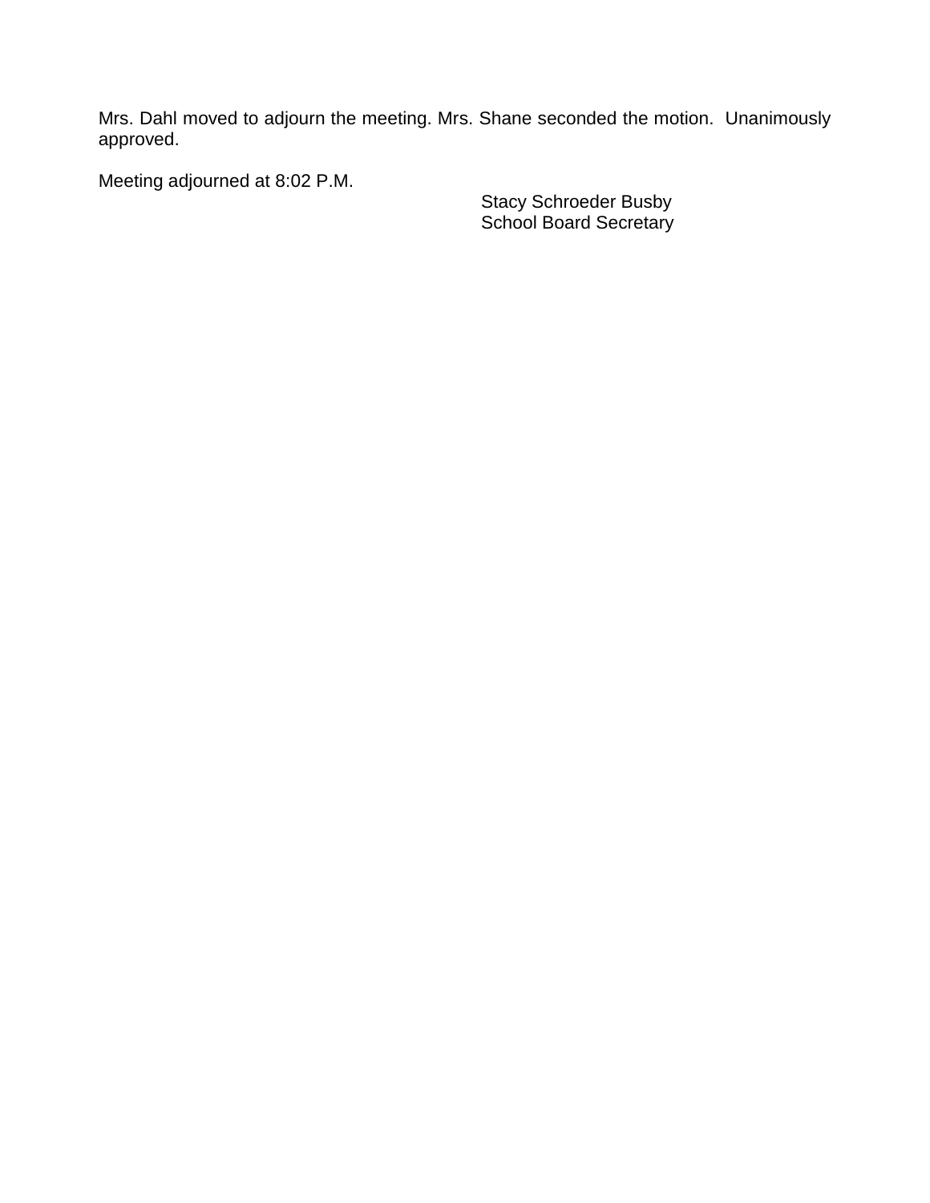Mrs. Dahl moved to adjourn the meeting. Mrs. Shane seconded the motion. Unanimously approved.

Meeting adjourned at 8:02 P.M.

Stacy Schroeder Busby  
School Board Secretary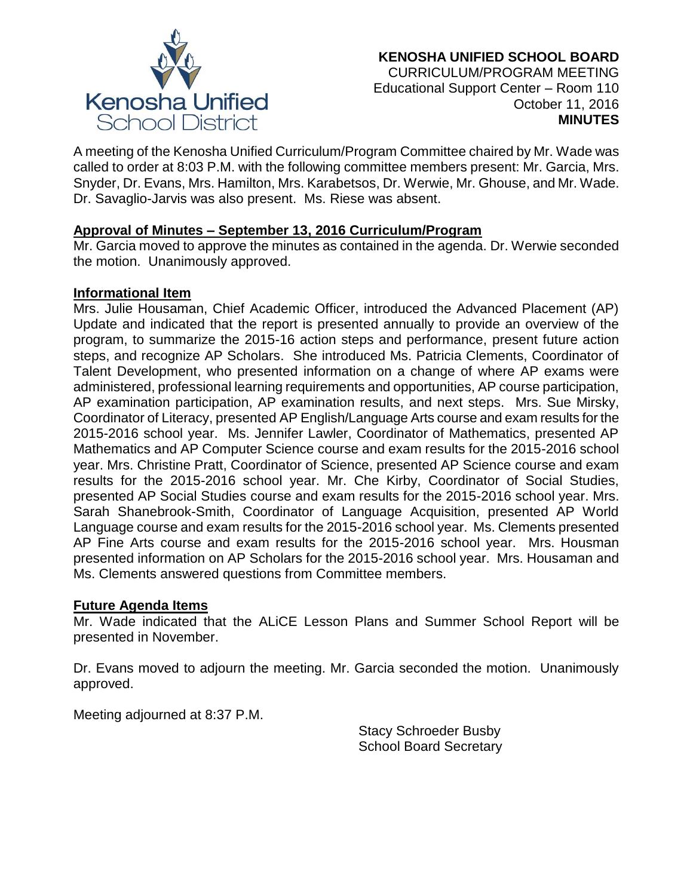**KENOSHA UNIFIED SCHOOL BOARD**
CURRICULUM/PROGRAM MEETING
Educational Support Center – Room 110
October 11, 2016
**MINUTES**

A meeting of the Kenosha Unified Curriculum/Program Committee chaired by Mr. Wade was called to order at 8:03 P.M. with the following committee members present: Mr. Garcia, Mrs. Snyder, Dr. Evans, Mrs. Hamilton, Mrs. Karabetsos, Dr. Werwie, Mr. Ghouse, and Mr. Wade. Dr. Savaglio-Jarvis was also present. Ms. Riese was absent.

**Approval of Minutes – September 13, 2016 Curriculum/Program**

Mr. Garcia moved to approve the minutes as contained in the agenda. Dr. Werwie seconded the motion. Unanimously approved.

**Informational Item**

Mrs. Julie Housaman, Chief Academic Officer, introduced the Advanced Placement (AP) Update and indicated that the report is presented annually to provide an overview of the program, to summarize the 2015-16 action steps and performance, present future action steps, and recognize AP Scholars. She introduced Ms. Patricia Clements, Coordinator of Talent Development, who presented information on a change of where AP exams were administered, professional learning requirements and opportunities, AP course participation, AP examination participation, AP examination results, and next steps. Mrs. Sue Mirsky, Coordinator of Literacy, presented AP English/Language Arts course and exam results for the 2015-2016 school year. Ms. Jennifer Lawler, Coordinator of Mathematics, presented AP Mathematics and AP Computer Science course and exam results for the 2015-2016 school year. Mrs. Christine Pratt, Coordinator of Science, presented AP Science course and exam results for the 2015-2016 school year. Mr. Che Kirby, Coordinator of Social Studies, presented AP Social Studies course and exam results for the 2015-2016 school year. Mrs. Sarah Shanebrook-Smith, Coordinator of Language Acquisition, presented AP World Language course and exam results for the 2015-2016 school year. Ms. Clements presented AP Fine Arts course and exam results for the 2015-2016 school year. Mrs. Housman presented information on AP Scholars for the 2015-2016 school year. Mrs. Housaman and Ms. Clements answered questions from Committee members.

**Future Agenda Items**

Mr. Wade indicated that the ALiCE Lesson Plans and Summer School Report will be presented in November.

Dr. Evans moved to adjourn the meeting. Mr. Garcia seconded the motion. Unanimously approved.

Meeting adjourned at 8:37 P.M.

Stacy Schroeder Busby
School Board Secretary